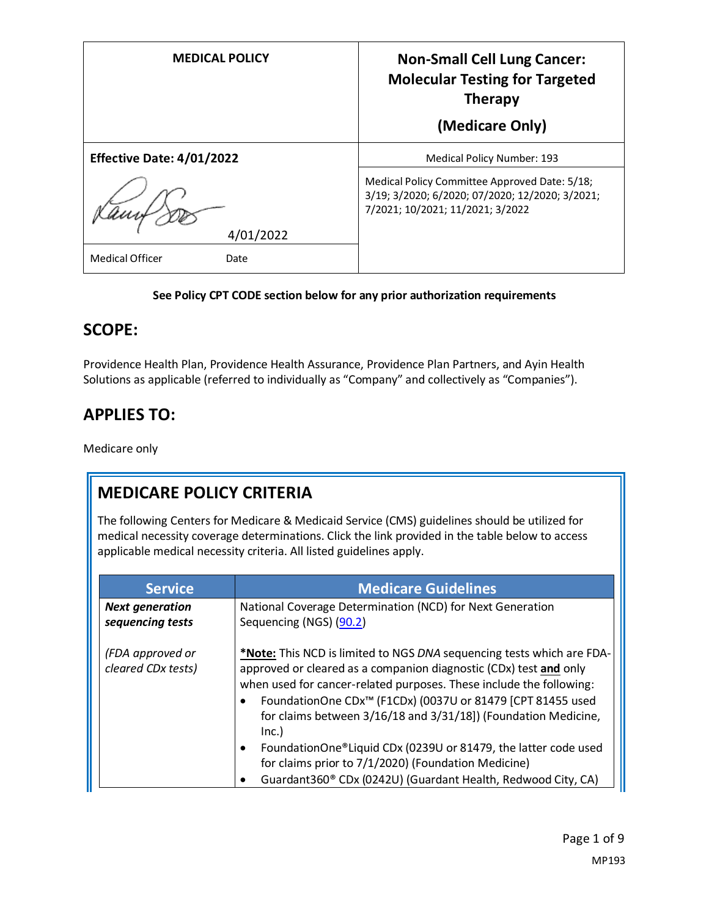| MEDICAL POLICY | Non-Small Cell Lung Cancer: Molecular Testing for Targeted Therapy (Medicare Only) |
|---|---|
| **Effective Date: 4/01/2022** | Medical Policy Number: 193 |
| 4/01/2022 | Medical Policy Committee Approved Date: 5/18; 3/19; 3/2020; 6/2020; 07/2020; 12/2020; 3/2021; 7/2021; 10/2021; 11/2021; 3/2022 |
| Medical Officer Date | |

**See Policy CPT CODE section below for any prior authorization requirements**

## SCOPE:

Providence Health Plan, Providence Health Assurance, Providence Plan Partners, and Ayin Health Solutions as applicable (referred to individually as "Company" and collectively as "Companies").

## APPLIES TO:

Medicare only

## MEDICARE POLICY CRITERIA

The following Centers for Medicare & Medicaid Service (CMS) guidelines should be utilized for medical necessity coverage determinations. Click the link provided in the table below to access applicable medical necessity criteria. All listed guidelines apply.

| Service | Medicare Guidelines |
|---|---|
| ***Next generation sequencing tests***<br><br>*(FDA approved or cleared CDx tests)* | National Coverage Determination (NCD) for Next Generation Sequencing (NGS) (90.2)<br><br>***Note:** This NCD is limited to NGS *DNA* sequencing tests which are FDA-approved or cleared as a companion diagnostic (CDx) test **and** only when used for cancer-related purposes. These include the following:<br>• FoundationOne CDx™ (F1CDx) (0037U or 81479 [CPT 81455 used for claims between 3/16/18 and 3/31/18]) (Foundation Medicine, Inc.)<br>• FoundationOne®Liquid CDx (0239U or 81479, the latter code used for claims prior to 7/1/2020) (Foundation Medicine)<br>• Guardant360® CDx (0242U) (Guardant Health, Redwood City, CA) |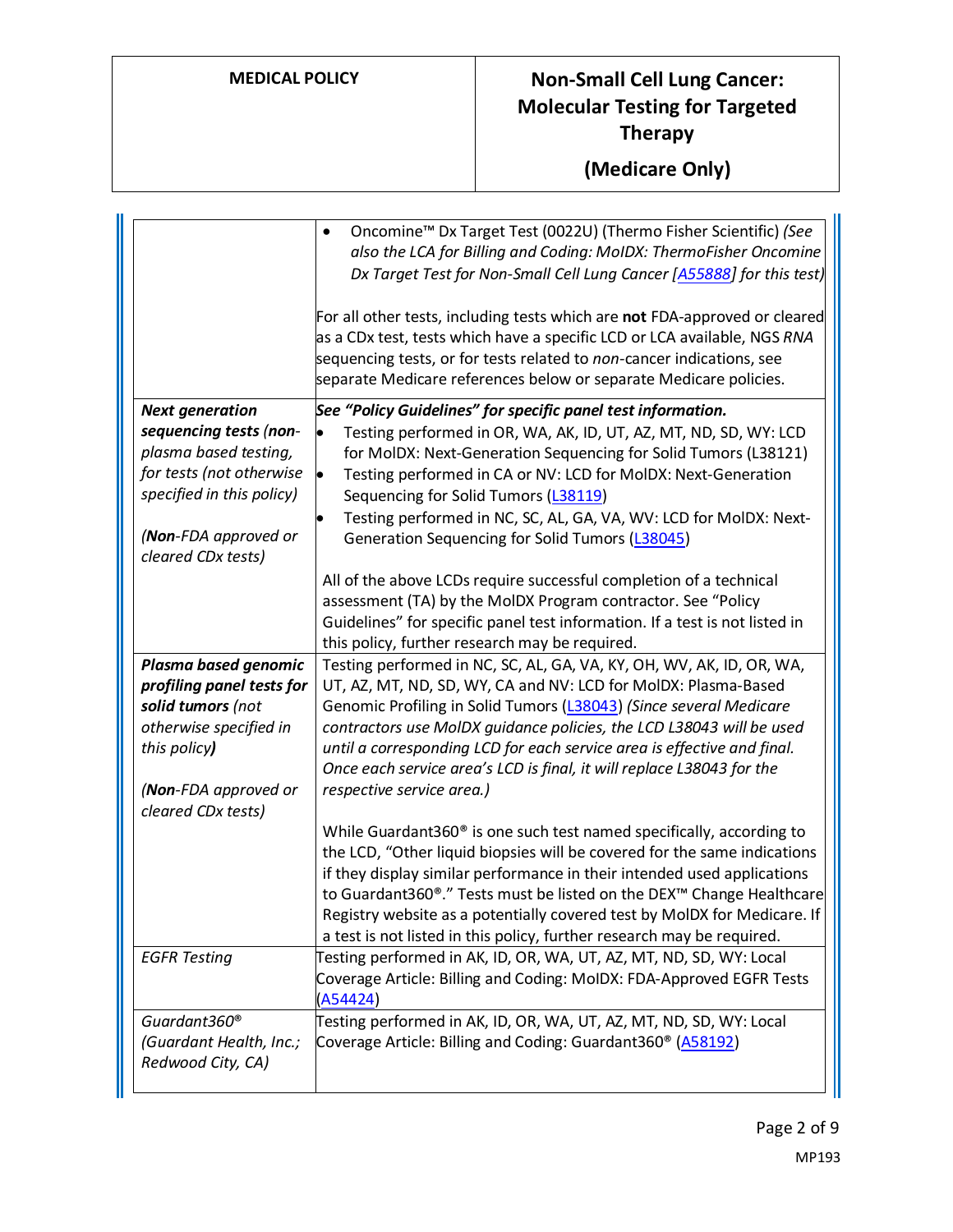| | |
|---|---|
| | • Oncomine™ Dx Target Test (0022U) (Thermo Fisher Scientific) *(See also the LCA for Billing and Coding: MolDX: ThermoFisher Oncomine Dx Target Test for Non-Small Cell Lung Cancer [A55888] for this test)*<br><br>For all other tests, including tests which are **not** FDA-approved or cleared as a CDx test, tests which have a specific LCD or LCA available, NGS *RNA* sequencing tests, or for tests related to *non*-cancer indications, see separate Medicare references below or separate Medicare policies. |
| ***Next generation sequencing tests*** *(non-plasma based testing, for tests (not otherwise specified in this policy)*<br><br>*(**Non**-FDA approved or cleared CDx tests)* | ***See "Policy Guidelines" for specific panel test information.***<br>• Testing performed in OR, WA, AK, ID, UT, AZ, MT, ND, SD, WY: LCD for MolDX: Next-Generation Sequencing for Solid Tumors (L38121)<br>• Testing performed in CA or NV: LCD for MolDX: Next-Generation Sequencing for Solid Tumors (L38119)<br>• Testing performed in NC, SC, AL, GA, VA, WV: LCD for MolDX: Next-Generation Sequencing for Solid Tumors (L38045)<br><br>All of the above LCDs require successful completion of a technical assessment (TA) by the MolDX Program contractor. See "Policy Guidelines" for specific panel test information. If a test is not listed in this policy, further research may be required. |
| ***Plasma based genomic profiling panel tests for solid tumors*** *(not otherwise specified in this policy)*<br><br>*(**Non**-FDA approved or cleared CDx tests)* | Testing performed in NC, SC, AL, GA, VA, KY, OH, WV, AK, ID, OR, WA, UT, AZ, MT, ND, SD, WY, CA and NV: LCD for MolDX: Plasma-Based Genomic Profiling in Solid Tumors (L38043) *(Since several Medicare contractors use MolDX guidance policies, the LCD L38043 will be used until a corresponding LCD for each service area is effective and final. Once each service area's LCD is final, it will replace L38043 for the respective service area.)*<br><br>While Guardant360® is one such test named specifically, according to the LCD, "Other liquid biopsies will be covered for the same indications if they display similar performance in their intended used applications to Guardant360®." Tests must be listed on the DEX™ Change Healthcare Registry website as a potentially covered test by MolDX for Medicare. If a test is not listed in this policy, further research may be required. |
| *EGFR Testing* | Testing performed in AK, ID, OR, WA, UT, AZ, MT, ND, SD, WY: Local Coverage Article: Billing and Coding: MolDX: FDA-Approved EGFR Tests (A54424) |
| *Guardant360® (Guardant Health, Inc.; Redwood City, CA)* | Testing performed in AK, ID, OR, WA, UT, AZ, MT, ND, SD, WY: Local Coverage Article: Billing and Coding: Guardant360® (A58192) |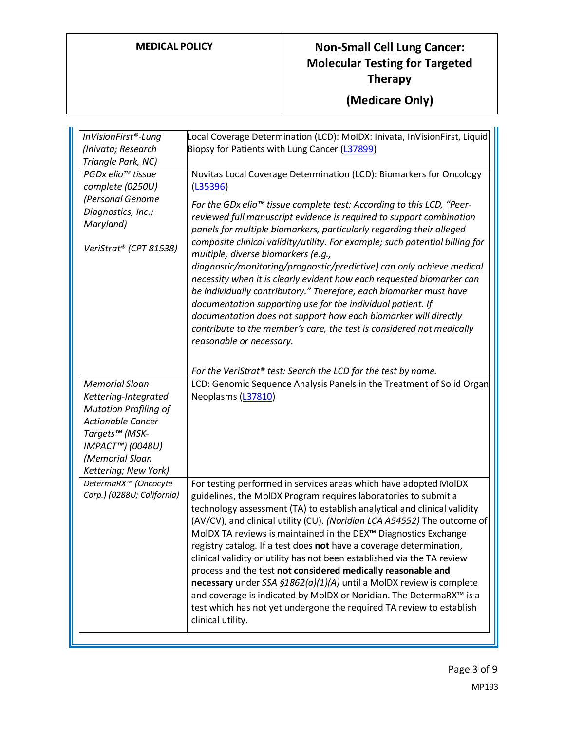| | |
|---|---|
| *InVisionFirst®-Lung (Invata; Research Triangle Park, NC)* | Local Coverage Determination (LCD): MolDX: Inivata, InVisionFirst, Liquid Biopsy for Patients with Lung Cancer (L37899) |
| *PGDx elio™ tissue complete (0250U) (Personal Genome Diagnostics, Inc.; Maryland)*<br><br>*VeriStrat® (CPT 81538)* | Novitas Local Coverage Determination (LCD): Biomarkers for Oncology (L35396)<br><br>*For the GDx elio™ tissue complete test: According to this LCD, "Peer-reviewed full manuscript evidence is required to support combination panels for multiple biomarkers, particularly regarding their alleged composite clinical validity/utility. For example; such potential billing for multiple, diverse biomarkers (e.g., diagnostic/monitoring/prognostic/predictive) can only achieve medical necessity when it is clearly evident how each requested biomarker can be individually contributory." Therefore, each biomarker must have documentation supporting use for the individual patient. If documentation does not support how each biomarker will directly contribute to the member's care, the test is considered not medically reasonable or necessary.*<br><br>*For the VeriStrat® test: Search the LCD for the test by name.* |
| *Memorial Sloan Kettering-Integrated Mutation Profiling of Actionable Cancer Targets™ (MSK-IMPACT™) (0048U) (Memorial Sloan Kettering; New York)* | LCD: Genomic Sequence Analysis Panels in the Treatment of Solid Organ Neoplasms (L37810) |
| *DetermaRX™ (Oncocyte Corp.) (0288U; California)* | For testing performed in services areas which have adopted MolDX guidelines, the MolDX Program requires laboratories to submit a technology assessment (TA) to establish analytical and clinical validity (AV/CV), and clinical utility (CU). *(Noridian LCA A54552)* The outcome of MolDX TA reviews is maintained in the DEX™ Diagnostics Exchange registry catalog. If a test does **not** have a coverage determination, clinical validity or utility has not been established via the TA review process and the test **not considered medically reasonable and necessary** under *SSA §1862(a)(1)(A)* until a MolDX review is complete and coverage is indicated by MolDX or Noridian. The DetermaRX™ is a test which has not yet undergone the required TA review to establish clinical utility. |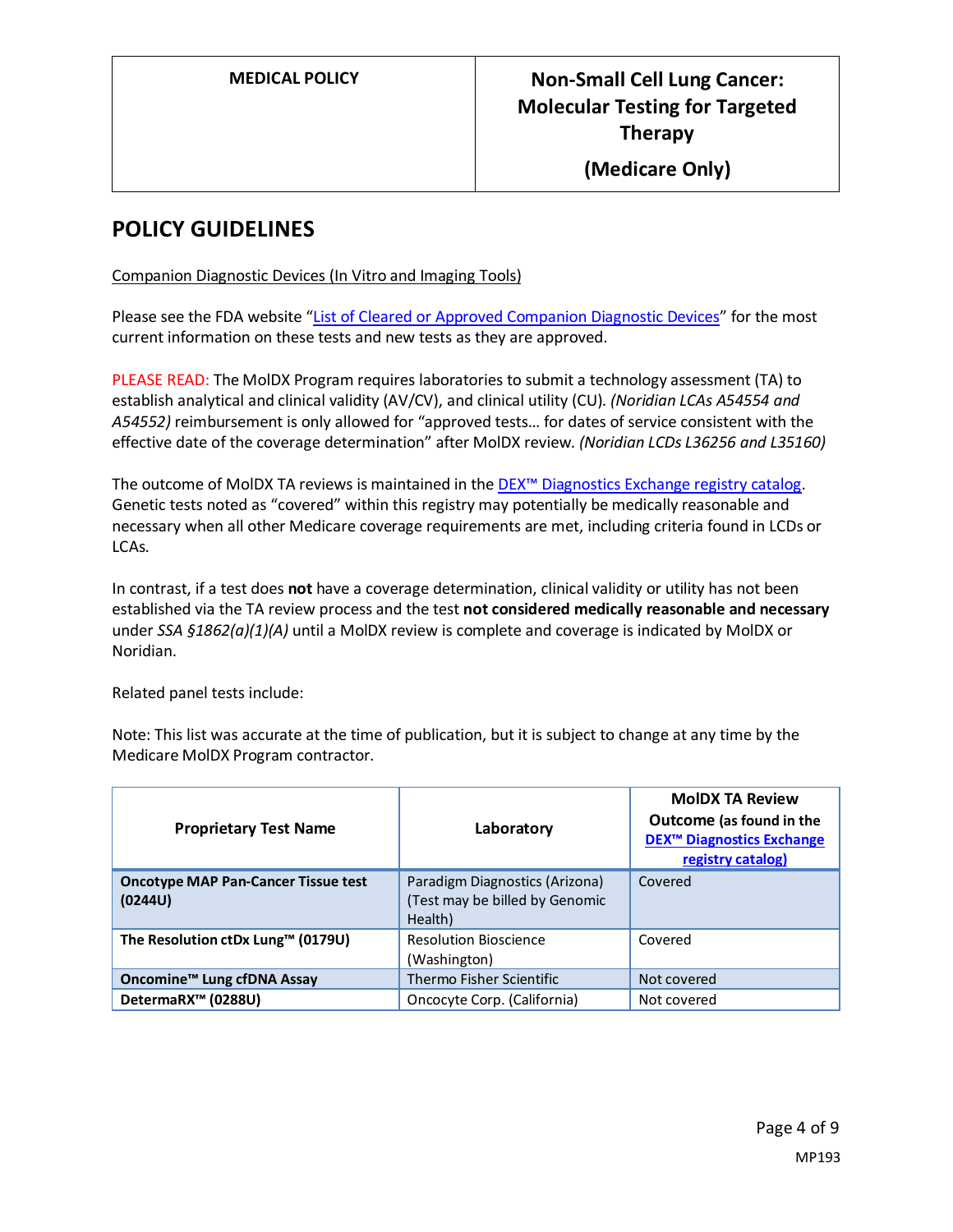## POLICY GUIDELINES

Companion Diagnostic Devices (In Vitro and Imaging Tools)

Please see the FDA website "List of Cleared or Approved Companion Diagnostic Devices" for the most current information on these tests and new tests as they are approved.

PLEASE READ: The MolDX Program requires laboratories to submit a technology assessment (TA) to establish analytical and clinical validity (AV/CV), and clinical utility (CU). *(Noridian LCAs A54554 and A54552)* reimbursement is only allowed for "approved tests… for dates of service consistent with the effective date of the coverage determination" after MolDX review. *(Noridian LCDs L36256 and L35160)*

The outcome of MolDX TA reviews is maintained in the DEX™ Diagnostics Exchange registry catalog. Genetic tests noted as "covered" within this registry may potentially be medically reasonable and necessary when all other Medicare coverage requirements are met, including criteria found in LCDs or LCAs.

In contrast, if a test does **not** have a coverage determination, clinical validity or utility has not been established via the TA review process and the test **not considered medically reasonable and necessary** under *SSA §1862(a)(1)(A)* until a MolDX review is complete and coverage is indicated by MolDX or Noridian.

Related panel tests include:

Note: This list was accurate at the time of publication, but it is subject to change at any time by the Medicare MolDX Program contractor.

| Proprietary Test Name | Laboratory | MolDX TA Review Outcome (as found in the DEX™ Diagnostics Exchange registry catalog) |
|---|---|---|
| **Oncotype MAP Pan-Cancer Tissue test (0244U)** | Paradigm Diagnostics (Arizona) (Test may be billed by Genomic Health) | Covered |
| **The Resolution ctDx Lung™ (0179U)** | Resolution Bioscience (Washington) | Covered |
| **Oncomine™ Lung cfDNA Assay** | Thermo Fisher Scientific | Not covered |
| **DetermaRX™ (0288U)** | Oncocyte Corp. (California) | Not covered |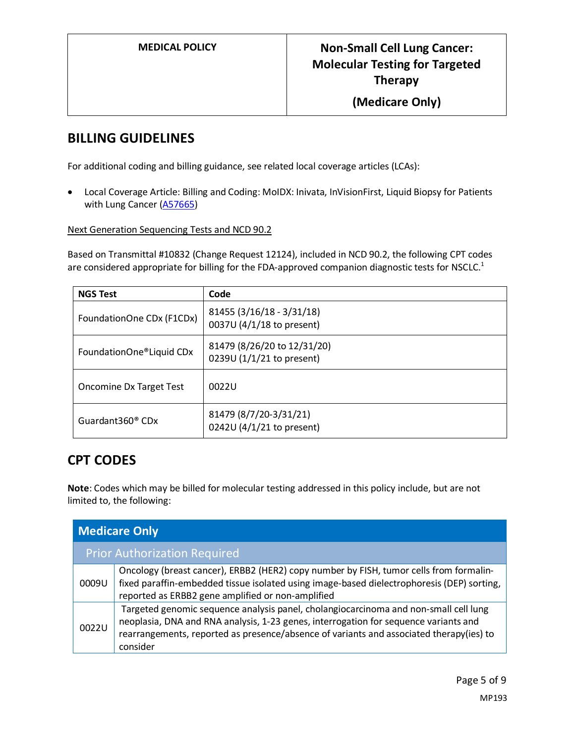## BILLING GUIDELINES

For additional coding and billing guidance, see related local coverage articles (LCAs):

- Local Coverage Article: Billing and Coding: MolDX: Invata, InVisionFirst, Liquid Biopsy for Patients with Lung Cancer (A57665)

Next Generation Sequencing Tests and NCD 90.2

Based on Transmittal #10832 (Change Request 12124), included in NCD 90.2, the following CPT codes are considered appropriate for billing for the FDA-approved companion diagnostic tests for NSCLC.[1]

| NGS Test | Code |
|---|---|
| FoundationOne CDx (F1CDx) | 81455 (3/16/18 - 3/31/18)<br>0037U (4/1/18 to present) |
| FoundationOne®Liquid CDx | 81479 (8/26/20 to 12/31/20)<br>0239U (1/1/21 to present) |
| Oncomine Dx Target Test | 0022U |
| Guardant360® CDx | 81479 (8/7/20-3/31/21)<br>0242U (4/1/21 to present) |

## CPT CODES

**Note**: Codes which may be billed for molecular testing addressed in this policy include, but are not limited to, the following:

| Medicare Only | |
|---|---|
| **Prior Authorization Required** | |
| 0009U | Oncology (breast cancer), ERBB2 (HER2) copy number by FISH, tumor cells from formalin-fixed paraffin-embedded tissue isolated using image-based dielectrophoresis (DEP) sorting, reported as ERBB2 gene amplified or non-amplified |
| 0022U | Targeted genomic sequence analysis panel, cholangiocarcinoma and non-small cell lung neoplasia, DNA and RNA analysis, 1-23 genes, interrogation for sequence variants and rearrangements, reported as presence/absence of variants and associated therapy(ies) to consider |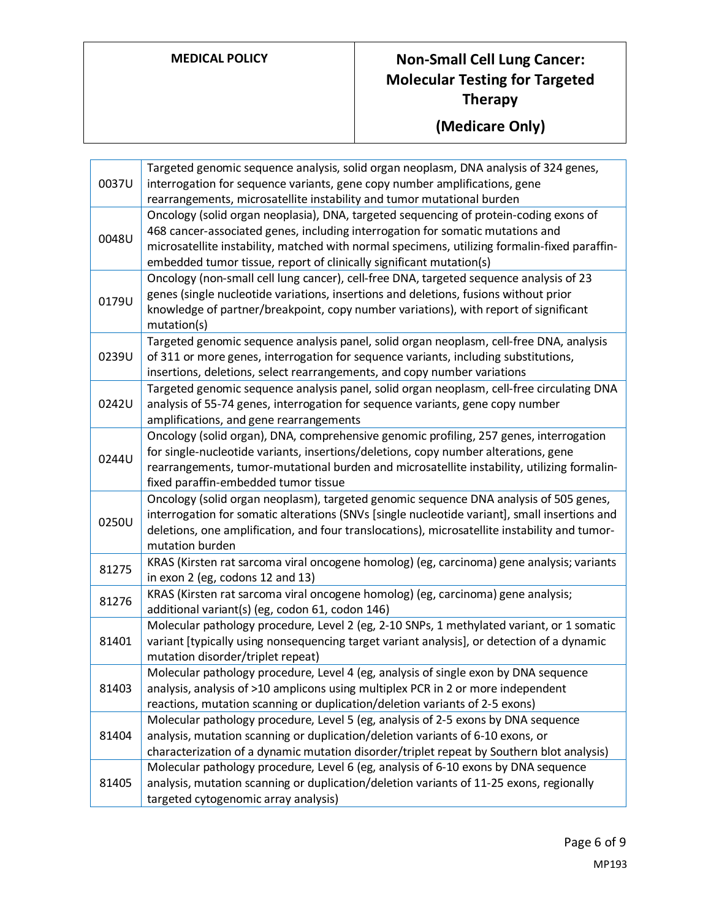| | |
|---|---|
| 0037U | Targeted genomic sequence analysis, solid organ neoplasm, DNA analysis of 324 genes, interrogation for sequence variants, gene copy number amplifications, gene rearrangements, microsatellite instability and tumor mutational burden |
| 0048U | Oncology (solid organ neoplasia), DNA, targeted sequencing of protein-coding exons of 468 cancer-associated genes, including interrogation for somatic mutations and microsatellite instability, matched with normal specimens, utilizing formalin-fixed paraffin-embedded tumor tissue, report of clinically significant mutation(s) |
| 0179U | Oncology (non-small cell lung cancer), cell-free DNA, targeted sequence analysis of 23 genes (single nucleotide variations, insertions and deletions, fusions without prior knowledge of partner/breakpoint, copy number variations), with report of significant mutation(s) |
| 0239U | Targeted genomic sequence analysis panel, solid organ neoplasm, cell-free DNA, analysis of 311 or more genes, interrogation for sequence variants, including substitutions, insertions, deletions, select rearrangements, and copy number variations |
| 0242U | Targeted genomic sequence analysis panel, solid organ neoplasm, cell-free circulating DNA analysis of 55-74 genes, interrogation for sequence variants, gene copy number amplifications, and gene rearrangements |
| 0244U | Oncology (solid organ), DNA, comprehensive genomic profiling, 257 genes, interrogation for single-nucleotide variants, insertions/deletions, copy number alterations, gene rearrangements, tumor-mutational burden and microsatellite instability, utilizing formalin-fixed paraffin-embedded tumor tissue |
| 0250U | Oncology (solid organ neoplasm), targeted genomic sequence DNA analysis of 505 genes, interrogation for somatic alterations (SNVs [single nucleotide variant], small insertions and deletions, one amplification, and four translocations), microsatellite instability and tumor-mutation burden |
| 81275 | KRAS (Kirsten rat sarcoma viral oncogene homolog) (eg, carcinoma) gene analysis; variants in exon 2 (eg, codons 12 and 13) |
| 81276 | KRAS (Kirsten rat sarcoma viral oncogene homolog) (eg, carcinoma) gene analysis; additional variant(s) (eg, codon 61, codon 146) |
| 81401 | Molecular pathology procedure, Level 2 (eg, 2-10 SNPs, 1 methylated variant, or 1 somatic variant [typically using nonsequencing target variant analysis], or detection of a dynamic mutation disorder/triplet repeat) |
| 81403 | Molecular pathology procedure, Level 4 (eg, analysis of single exon by DNA sequence analysis, analysis of >10 amplicons using multiplex PCR in 2 or more independent reactions, mutation scanning or duplication/deletion variants of 2-5 exons) |
| 81404 | Molecular pathology procedure, Level 5 (eg, analysis of 2-5 exons by DNA sequence analysis, mutation scanning or duplication/deletion variants of 6-10 exons, or characterization of a dynamic mutation disorder/triplet repeat by Southern blot analysis) |
| 81405 | Molecular pathology procedure, Level 6 (eg, analysis of 6-10 exons by DNA sequence analysis, mutation scanning or duplication/deletion variants of 11-25 exons, regionally targeted cytogenomic array analysis) |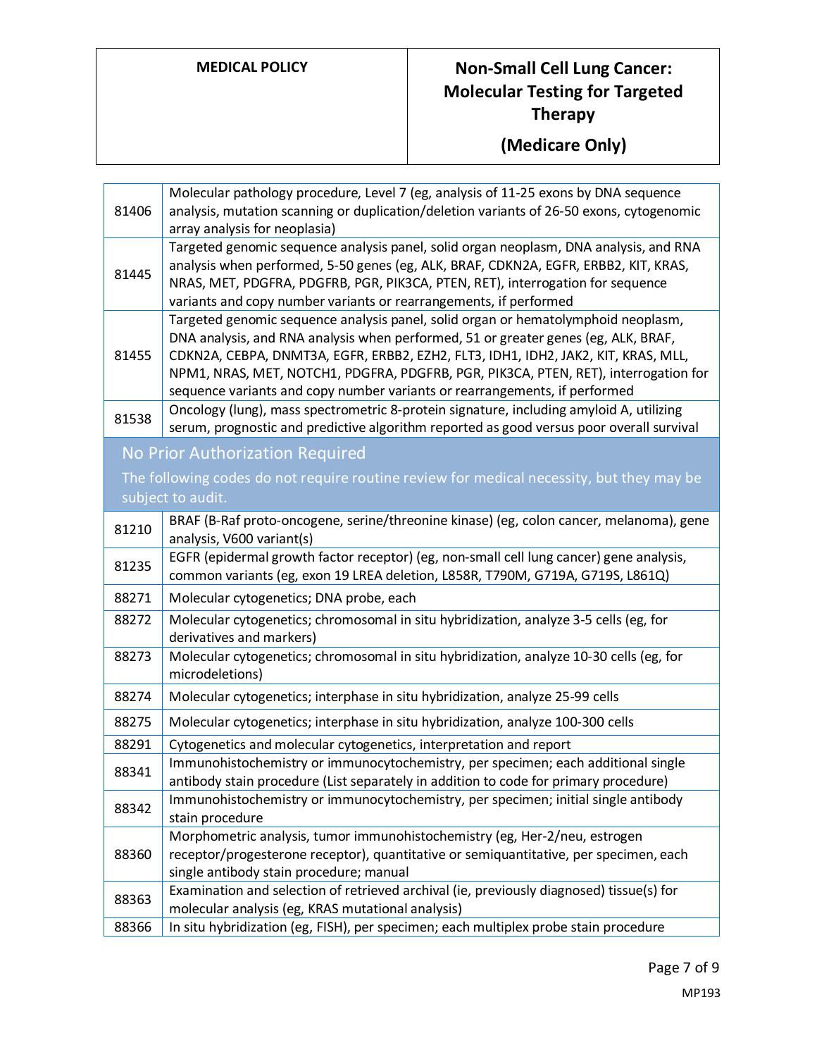| | |
|---|---|
| 81406 | Molecular pathology procedure, Level 7 (eg, analysis of 11-25 exons by DNA sequence analysis, mutation scanning or duplication/deletion variants of 26-50 exons, cytogenomic array analysis for neoplasia) |
| 81445 | Targeted genomic sequence analysis panel, solid organ neoplasm, DNA analysis, and RNA analysis when performed, 5-50 genes (eg, ALK, BRAF, CDKN2A, EGFR, ERBB2, KIT, KRAS, NRAS, MET, PDGFRA, PDGFRB, PGR, PIK3CA, PTEN, RET), interrogation for sequence variants and copy number variants or rearrangements, if performed |
| 81455 | Targeted genomic sequence analysis panel, solid organ or hematolymphoid neoplasm, DNA analysis, and RNA analysis when performed, 51 or greater genes (eg, ALK, BRAF, CDKN2A, CEBPA, DNMT3A, EGFR, ERBB2, EZH2, FLT3, IDH1, IDH2, JAK2, KIT, KRAS, MLL, NPM1, NRAS, MET, NOTCH1, PDGFRA, PDGFRB, PGR, PIK3CA, PTEN, RET), interrogation for sequence variants and copy number variants or rearrangements, if performed |
| 81538 | Oncology (lung), mass spectrometric 8-protein signature, including amyloid A, utilizing serum, prognostic and predictive algorithm reported as good versus poor overall survival |

## No Prior Authorization Required

The following codes do not require routine review for medical necessity, but they may be subject to audit.

| | |
|---|---|
| 81210 | BRAF (B-Raf proto-oncogene, serine/threonine kinase) (eg, colon cancer, melanoma), gene analysis, V600 variant(s) |
| 81235 | EGFR (epidermal growth factor receptor) (eg, non-small cell lung cancer) gene analysis, common variants (eg, exon 19 LREA deletion, L858R, T790M, G719A, G719S, L861Q) |
| 88271 | Molecular cytogenetics; DNA probe, each |
| 88272 | Molecular cytogenetics; chromosomal in situ hybridization, analyze 3-5 cells (eg, for derivatives and markers) |
| 88273 | Molecular cytogenetics; chromosomal in situ hybridization, analyze 10-30 cells (eg, for microdeletions) |
| 88274 | Molecular cytogenetics; interphase in situ hybridization, analyze 25-99 cells |
| 88275 | Molecular cytogenetics; interphase in situ hybridization, analyze 100-300 cells |
| 88291 | Cytogenetics and molecular cytogenetics, interpretation and report |
| 88341 | Immunohistochemistry or immunocytochemistry, per specimen; each additional single antibody stain procedure (List separately in addition to code for primary procedure) |
| 88342 | Immunohistochemistry or immunocytochemistry, per specimen; initial single antibody stain procedure |
| 88360 | Morphometric analysis, tumor immunohistochemistry (eg, Her-2/neu, estrogen receptor/progesterone receptor), quantitative or semiquantitative, per specimen, each single antibody stain procedure; manual |
| 88363 | Examination and selection of retrieved archival (ie, previously diagnosed) tissue(s) for molecular analysis (eg, KRAS mutational analysis) |
| 88366 | In situ hybridization (eg, FISH), per specimen; each multiplex probe stain procedure |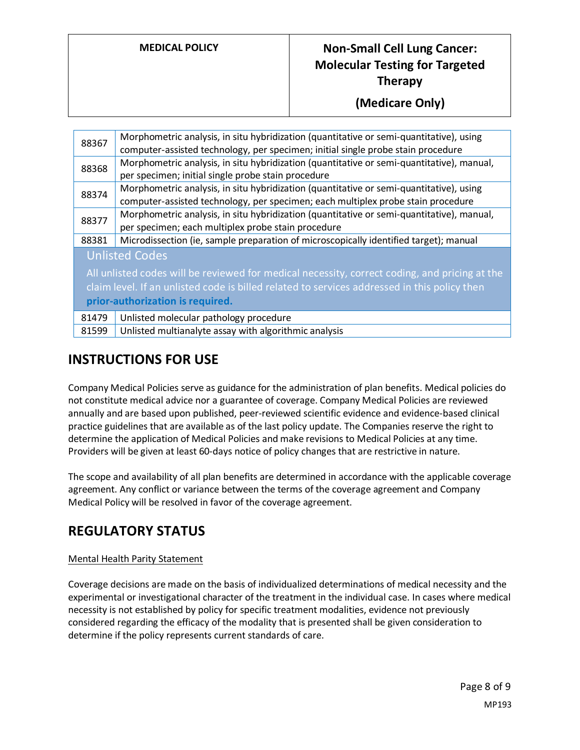| | |
|---|---|
| 88367 | Morphometric analysis, in situ hybridization (quantitative or semi-quantitative), using computer-assisted technology, per specimen; initial single probe stain procedure |
| 88368 | Morphometric analysis, in situ hybridization (quantitative or semi-quantitative), manual, per specimen; initial single probe stain procedure |
| 88374 | Morphometric analysis, in situ hybridization (quantitative or semi-quantitative), using computer-assisted technology, per specimen; each multiplex probe stain procedure |
| 88377 | Morphometric analysis, in situ hybridization (quantitative or semi-quantitative), manual, per specimen; each multiplex probe stain procedure |
| 88381 | Microdissection (ie, sample preparation of microscopically identified target); manual |
| **Unlisted Codes** All unlisted codes will be reviewed for medical necessity, correct coding, and pricing at the claim level. If an unlisted code is billed related to services addressed in this policy then **prior-authorization is required.** | |
| 81479 | Unlisted molecular pathology procedure |
| 81599 | Unlisted multianalyte assay with algorithmic analysis |

## INSTRUCTIONS FOR USE

Company Medical Policies serve as guidance for the administration of plan benefits. Medical policies do not constitute medical advice nor a guarantee of coverage. Company Medical Policies are reviewed annually and are based upon published, peer-reviewed scientific evidence and evidence-based clinical practice guidelines that are available as of the last policy update. The Companies reserve the right to determine the application of Medical Policies and make revisions to Medical Policies at any time. Providers will be given at least 60-days notice of policy changes that are restrictive in nature.

The scope and availability of all plan benefits are determined in accordance with the applicable coverage agreement. Any conflict or variance between the terms of the coverage agreement and Company Medical Policy will be resolved in favor of the coverage agreement.

## REGULATORY STATUS

Mental Health Parity Statement

Coverage decisions are made on the basis of individualized determinations of medical necessity and the experimental or investigational character of the treatment in the individual case. In cases where medical necessity is not established by policy for specific treatment modalities, evidence not previously considered regarding the efficacy of the modality that is presented shall be given consideration to determine if the policy represents current standards of care.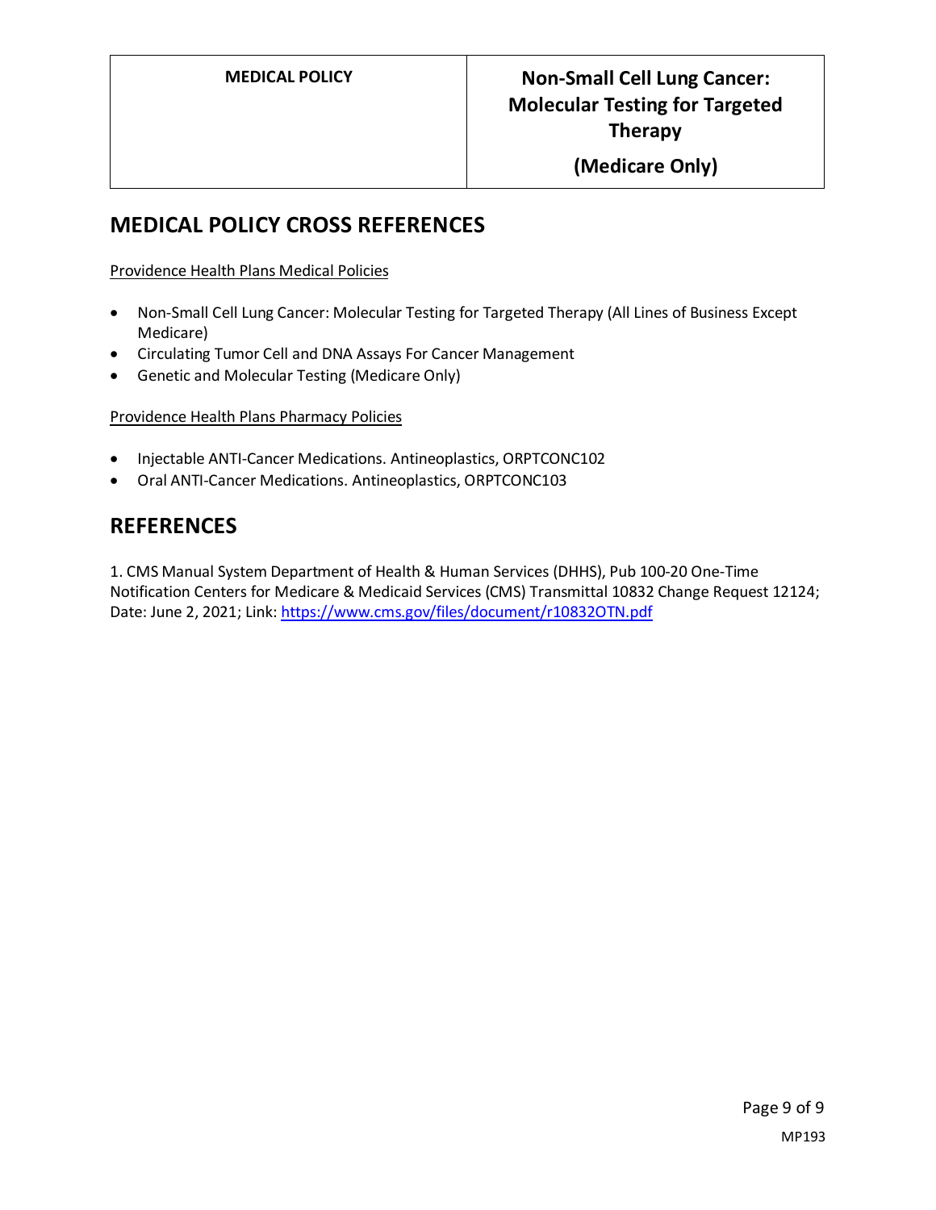## MEDICAL POLICY CROSS REFERENCES

Providence Health Plans Medical Policies

- Non-Small Cell Lung Cancer: Molecular Testing for Targeted Therapy (All Lines of Business Except Medicare)
- Circulating Tumor Cell and DNA Assays For Cancer Management
- Genetic and Molecular Testing (Medicare Only)

Providence Health Plans Pharmacy Policies

- Injectable ANTI-Cancer Medications. Antineoplastics, ORPTCONC102
- Oral ANTI-Cancer Medications. Antineoplastics, ORPTCONC103

## REFERENCES

1. CMS Manual System Department of Health & Human Services (DHHS), Pub 100-20 One-Time Notification Centers for Medicare & Medicaid Services (CMS) Transmittal 10832 Change Request 12124; Date: June 2, 2021; Link: https://www.cms.gov/files/document/r10832OTN.pdf